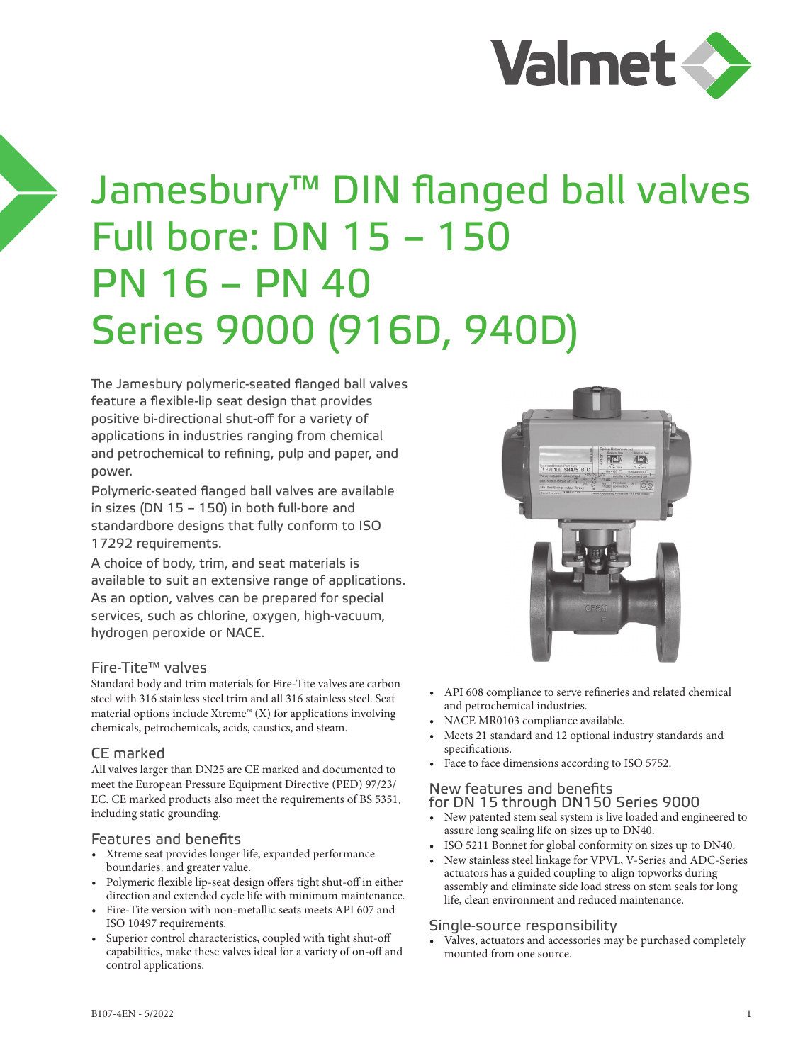# Jamesbury™ DIN flanged ball valves Full bore: DN 15 – 150 PN 16 – PN 40 Series 9000 (916D, 940D)

The Jamesbury polymeric-seated flanged ball valves feature a flexible-lip seat design that provides positive bi-directional shut-off for a variety of applications in industries ranging from chemical and petrochemical to refining, pulp and paper, and power.

Polymeric-seated flanged ball valves are available in sizes (DN 15 – 150) in both full-bore and standardbore designs that fully conform to ISO 17292 requirements.

A choice of body, trim, and seat materials is available to suit an extensive range of applications. As an option, valves can be prepared for special services, such as chlorine, oxygen, high-vacuum, hydrogen peroxide or NACE.

## Fire-Tite™ valves

Standard body and trim materials for Fire-Tite valves are carbon steel with 316 stainless steel trim and all 316 stainless steel. Seat material options include Xtreme™ (X) for applications involving chemicals, petrochemicals, acids, caustics, and steam.

## CE marked

All valves larger than DN25 are CE marked and documented to meet the European Pressure Equipment Directive (PED) 97/23/EC. CE marked products also meet the requirements of BS 5351, including static grounding.

## Features and benefits

- Xtreme seat provides longer life, expanded performance boundaries, and greater value.
- Polymeric flexible lip-seat design offers tight shut-off in either direction and extended cycle life with minimum maintenance.
- Fire-Tite version with non-metallic seats meets API 607 and ISO 10497 requirements.
- Superior control characteristics, coupled with tight shut-off capabilities, make these valves ideal for a variety of on-off and control applications.
- API 608 compliance to serve refineries and related chemical and petrochemical industries.
- NACE MR0103 compliance available.
- Meets 21 standard and 12 optional industry standards and specifications.
- Face to face dimensions according to ISO 5752.

## New features and benefits for DN 15 through DN150 Series 9000

- New patented stem seal system is live loaded and engineered to assure long sealing life on sizes up to DN40.
- ISO 5211 Bonnet for global conformity on sizes up to DN40.
- New stainless steel linkage for VPVL, V-Series and ADC-Series actuators has a guided coupling to align topworks during assembly and eliminate side load stress on stem seals for long life, clean environment and reduced maintenance.

## Single-source responsibility

- Valves, actuators and accessories may be purchased completely mounted from one source.

B107-4EN - 5/2022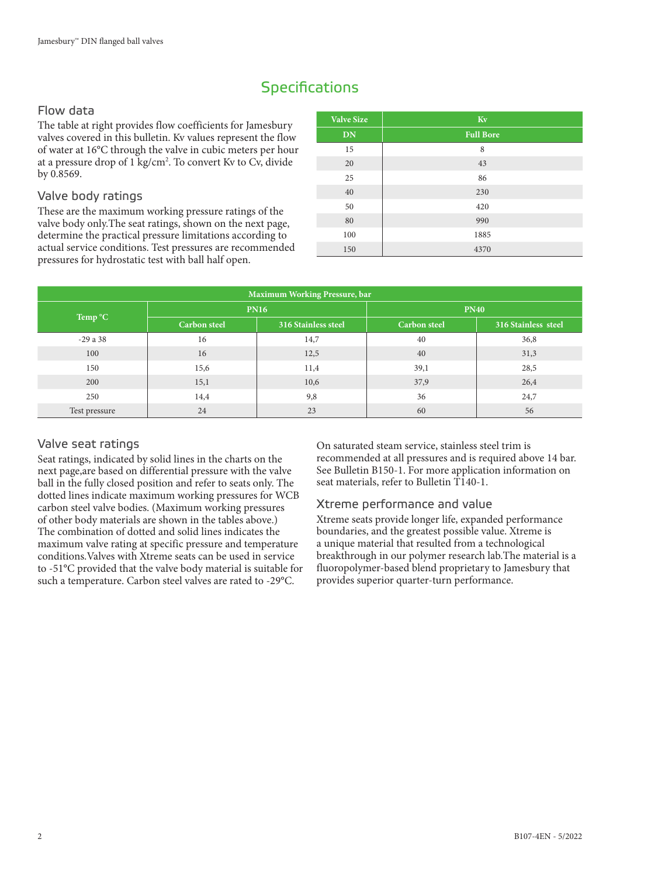# Specifications

## Flow data

The table at right provides flow coefficients for Jamesbury valves covered in this bulletin. Kv values represent the flow of water at 16°C through the valve in cubic meters per hour at a pressure drop of 1 kg/cm². To convert Kv to Cv, divide by 0.8569.

| Valve Size | Kv |
|---|---|
| DN | Full Bore |
| 15 | 8 |
| 20 | 43 |
| 25 | 86 |
| 40 | 230 |
| 50 | 420 |
| 80 | 990 |
| 100 | 1885 |
| 150 | 4370 |

## Valve body ratings

These are the maximum working pressure ratings of the valve body only.The seat ratings, shown on the next page, determine the practical pressure limitations according to actual service conditions. Test pressures are recommended pressures for hydrostatic test with ball half open.

| Maximum Working Pressure, bar | | | | |
|---|---|---|---|---|
| Temp °C | PN16 | | PN40 | |
| | Carbon steel | 316 Stainless steel | Carbon steel | 316 Stainless steel |
| -29 a 38 | 16 | 14,7 | 40 | 36,8 |
| 100 | 16 | 12,5 | 40 | 31,3 |
| 150 | 15,6 | 11,4 | 39,1 | 28,5 |
| 200 | 15,1 | 10,6 | 37,9 | 26,4 |
| 250 | 14,4 | 9,8 | 36 | 24,7 |
| Test pressure | 24 | 23 | 60 | 56 |

## Valve seat ratings

Seat ratings, indicated by solid lines in the charts on the next page,are based on differential pressure with the valve ball in the fully closed position and refer to seats only. The dotted lines indicate maximum working pressures for WCB carbon steel valve bodies. (Maximum working pressures of other body materials are shown in the tables above.) The combination of dotted and solid lines indicates the maximum valve rating at specific pressure and temperature conditions.Valves with Xtreme seats can be used in service to -51°C provided that the valve body material is suitable for such a temperature. Carbon steel valves are rated to -29°C.

On saturated steam service, stainless steel trim is recommended at all pressures and is required above 14 bar. See Bulletin B150-1. For more application information on seat materials, refer to Bulletin T140-1.

## Xtreme performance and value

Xtreme seats provide longer life, expanded performance boundaries, and the greatest possible value. Xtreme is a unique material that resulted from a technological breakthrough in our polymer research lab.The material is a fluoropolymer-based blend proprietary to Jamesbury that provides superior quarter-turn performance.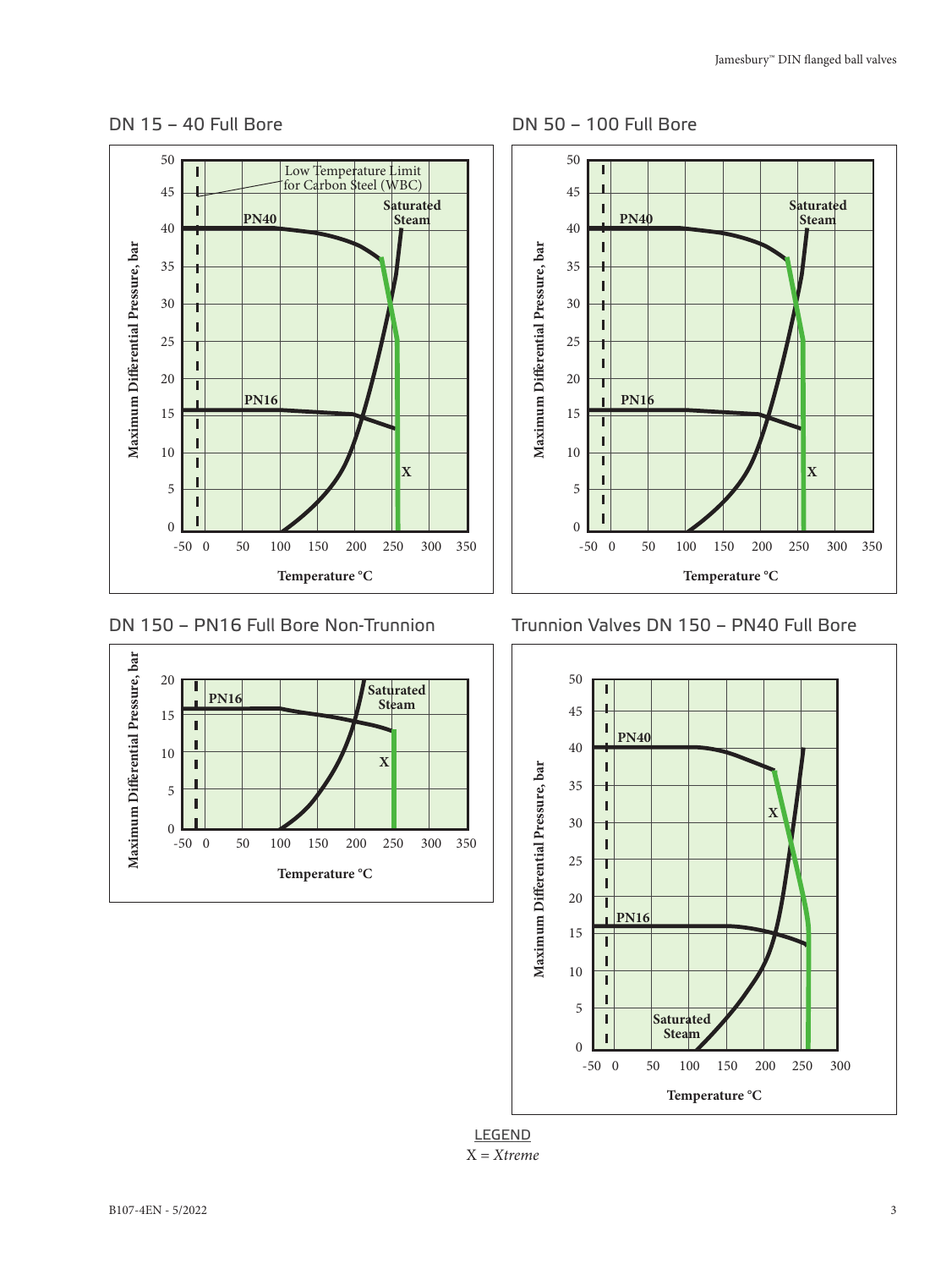## DN 15 – 40 Full Bore

## DN 50 – 100 Full Bore

## DN 150 – PN16 Full Bore Non-Trunnion

## Trunnion Valves DN 150 – PN40 Full Bore

LEGEND

X = *Xtreme*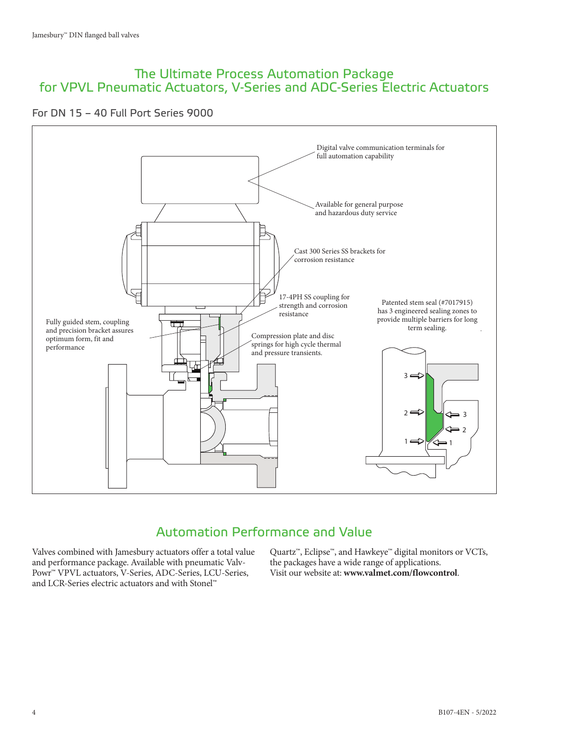# The Ultimate Process Automation Package for VPVL Pneumatic Actuators, V-Series and ADC-Series Electric Actuators

## For DN 15 – 40 Full Port Series 9000

Digital valve communication terminals for full automation capability

Available for general purpose and hazardous duty service

Cast 300 Series SS brackets for corrosion resistance

17-4PH SS coupling for strength and corrosion resistance

Patented stem seal (#7017915) has 3 engineered sealing zones to provide multiple barriers for long term sealing.

Fully guided stem, coupling and precision bracket assures optimum form, fit and performance

Compression plate and disc springs for high cycle thermal and pressure transients.

## Automation Performance and Value

Valves combined with Jamesbury actuators offer a total value and performance package. Available with pneumatic Valv-Powr™ VPVL actuators, V-Series, ADC-Series, LCU-Series, and LCR-Series electric actuators and with Stonel™ Quartz™, Eclipse™, and Hawkeye™ digital monitors or VCTs, the packages have a wide range of applications. Visit our website at: **www.valmet.com/flowcontrol**.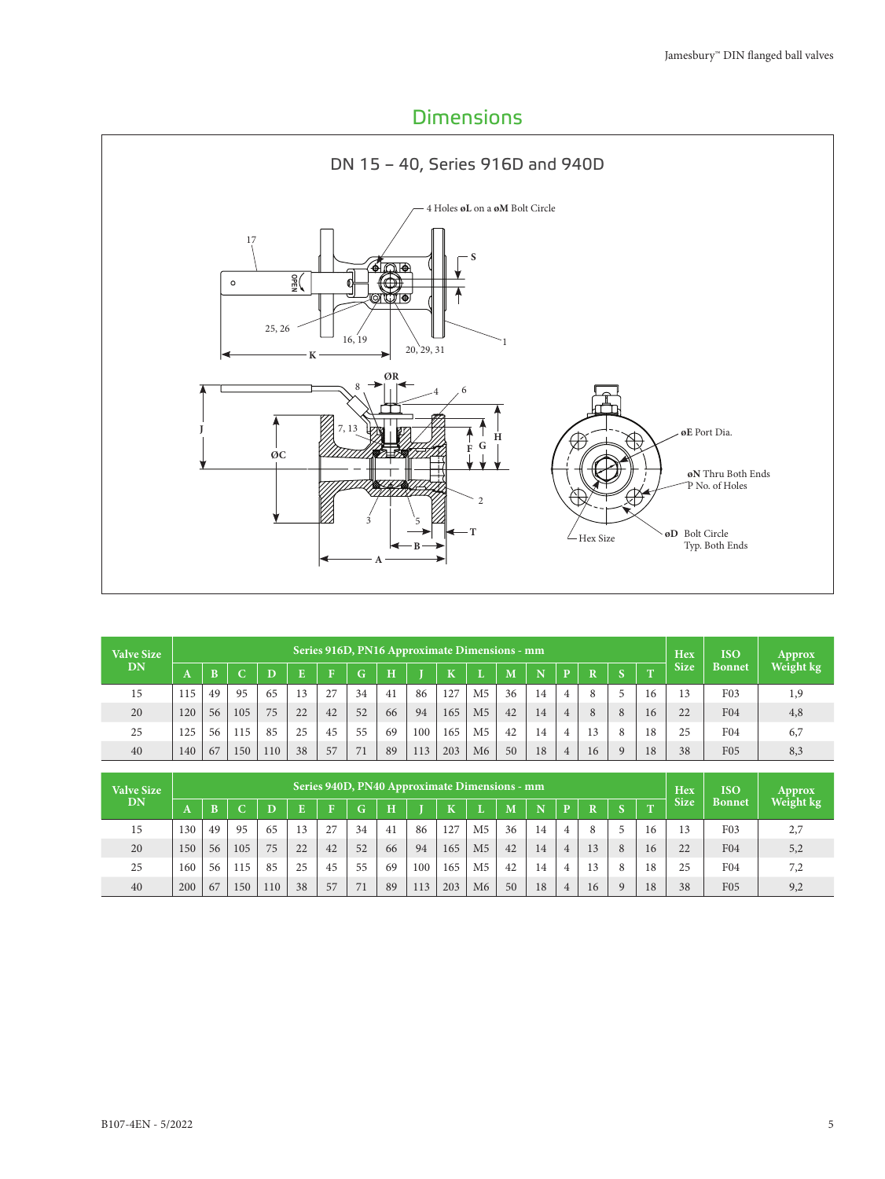# Dimensions

## DN 15 – 40, Series 916D and 940D

| Valve Size DN | Series 916D, PN16 Approximate Dimensions - mm | | | | | | | | | | | | | | | | | Hex Size | ISO Bonnet | Approx Weight kg |
|---|---|---|---|---|---|---|---|---|---|---|---|---|---|---|---|---|---|---|---|---|
| | A | B | C | D | E | F | G | H | J | K | L | M | N | P | R | S | T | | | |
| 15 | 115 | 49 | 95 | 65 | 13 | 27 | 34 | 41 | 86 | 127 | M5 | 36 | 14 | 4 | 8 | 5 | 16 | 13 | F03 | 1,9 |
| 20 | 120 | 56 | 105 | 75 | 22 | 42 | 52 | 66 | 94 | 165 | M5 | 42 | 14 | 4 | 8 | 8 | 16 | 22 | F04 | 4,8 |
| 25 | 125 | 56 | 115 | 85 | 25 | 45 | 55 | 69 | 100 | 165 | M5 | 42 | 14 | 4 | 13 | 8 | 18 | 25 | F04 | 6,7 |
| 40 | 140 | 67 | 150 | 110 | 38 | 57 | 71 | 89 | 113 | 203 | M6 | 50 | 18 | 4 | 16 | 9 | 18 | 38 | F05 | 8,3 |

| Valve Size DN | Series 940D, PN40 Approximate Dimensions - mm | | | | | | | | | | | | | | | | | Hex Size | ISO Bonnet | Approx Weight kg |
|---|---|---|---|---|---|---|---|---|---|---|---|---|---|---|---|---|---|---|---|---|
| | A | B | C | D | E | F | G | H | J | K | L | M | N | P | R | S | T | | | |
| 15 | 130 | 49 | 95 | 65 | 13 | 27 | 34 | 41 | 86 | 127 | M5 | 36 | 14 | 4 | 8 | 5 | 16 | 13 | F03 | 2,7 |
| 20 | 150 | 56 | 105 | 75 | 22 | 42 | 52 | 66 | 94 | 165 | M5 | 42 | 14 | 4 | 13 | 8 | 16 | 22 | F04 | 5,2 |
| 25 | 160 | 56 | 115 | 85 | 25 | 45 | 55 | 69 | 100 | 165 | M5 | 42 | 14 | 4 | 13 | 8 | 18 | 25 | F04 | 7,2 |
| 40 | 200 | 67 | 150 | 110 | 38 | 57 | 71 | 89 | 113 | 203 | M6 | 50 | 18 | 4 | 16 | 9 | 18 | 38 | F05 | 9,2 |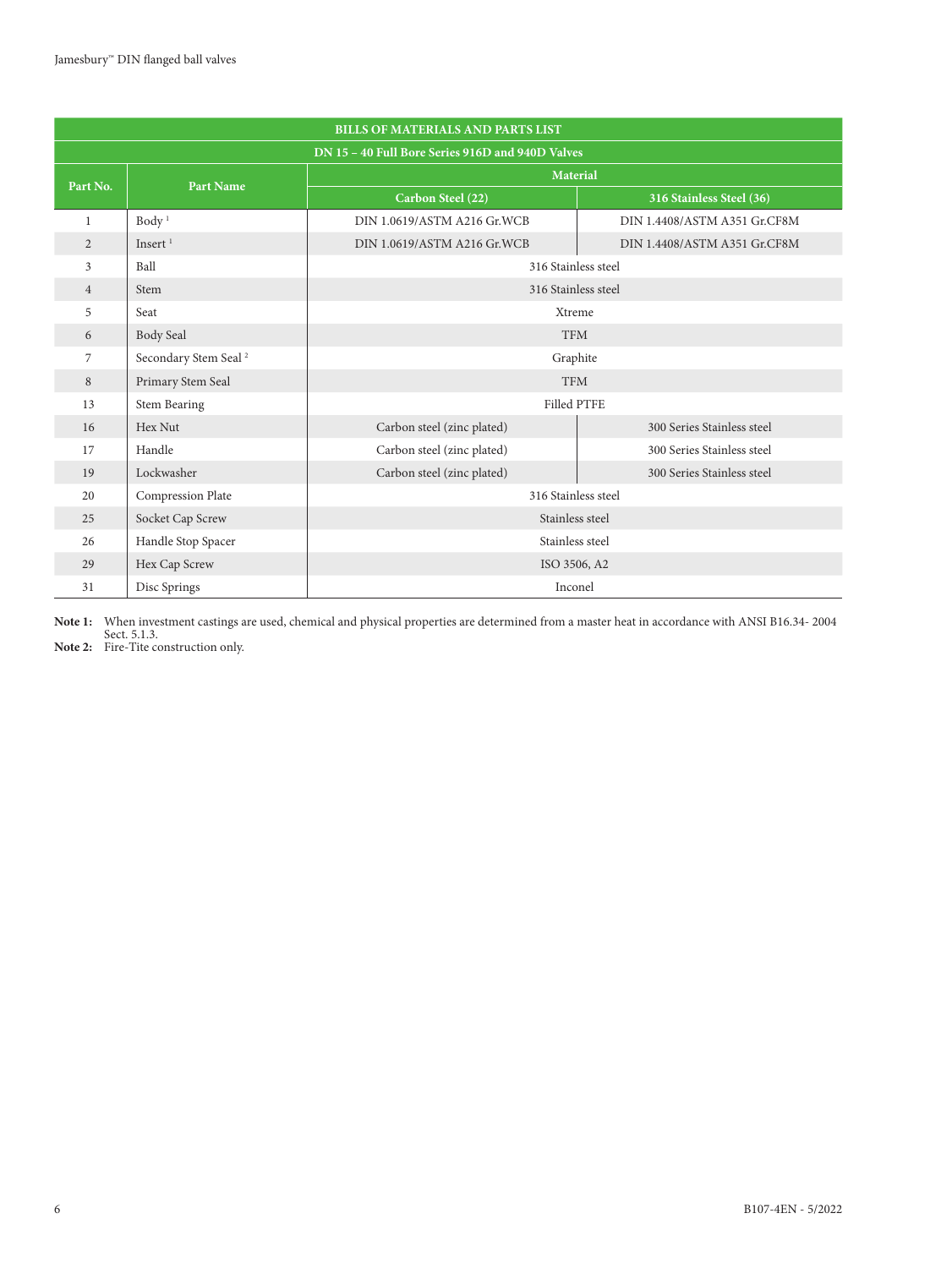| BILLS OF MATERIALS AND PARTS LIST | | | |
|---|---|---|---|
| DN 15 – 40 Full Bore Series 916D and 940D Valves | | | |
| Part No. | Part Name | Material | |
| | | Carbon Steel (22) | 316 Stainless Steel (36) |
| 1 | Body [1] | DIN 1.0619/ASTM A216 Gr.WCB | DIN 1.4408/ASTM A351 Gr.CF8M |
| 2 | Insert [1] | DIN 1.0619/ASTM A216 Gr.WCB | DIN 1.4408/ASTM A351 Gr.CF8M |
| 3 | Ball | 316 Stainless steel | |
| 4 | Stem | 316 Stainless steel | |
| 5 | Seat | Xtreme | |
| 6 | Body Seal | TFM | |
| 7 | Secondary Stem Seal [2] | Graphite | |
| 8 | Primary Stem Seal | TFM | |
| 13 | Stem Bearing | Filled PTFE | |
| 16 | Hex Nut | Carbon steel (zinc plated) | 300 Series Stainless steel |
| 17 | Handle | Carbon steel (zinc plated) | 300 Series Stainless steel |
| 19 | Lockwasher | Carbon steel (zinc plated) | 300 Series Stainless steel |
| 20 | Compression Plate | 316 Stainless steel | |
| 25 | Socket Cap Screw | Stainless steel | |
| 26 | Handle Stop Spacer | Stainless steel | |
| 29 | Hex Cap Screw | ISO 3506, A2 | |
| 31 | Disc Springs | Inconel | |

**Note 1:** When investment castings are used, chemical and physical properties are determined from a master heat in accordance with ANSI B16.34- 2004 Sect. 5.1.3.

**Note 2:** Fire-Tite construction only.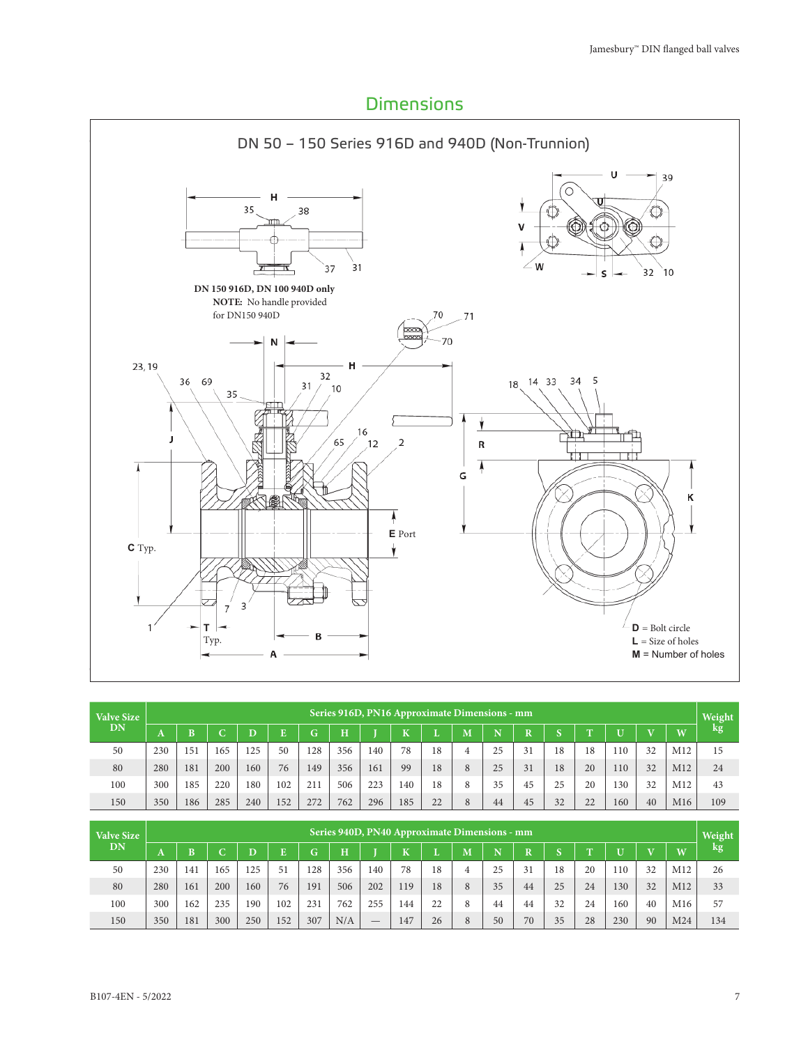## Dimensions

### DN 50 – 150 Series 916D and 940D (Non-Trunnion)

**DN 150 916D, DN 100 940D only**
**NOTE:** No handle provided for DN150 940D

**D** = Bolt circle
**L** = Size of holes
**M** = Number of holes

| Valve Size DN | Series 916D, PN16 Approximate Dimensions - mm | | | | | | | | | | | | | | | | | | Weight kg |
|---|---|---|---|---|---|---|---|---|---|---|---|---|---|---|---|---|---|---|---|
| | A | B | C | D | E | G | H | J | K | L | M | N | R | S | T | U | V | W | |
| 50 | 230 | 151 | 165 | 125 | 50 | 128 | 356 | 140 | 78 | 18 | 4 | 25 | 31 | 18 | 18 | 110 | 32 | M12 | 15 |
| 80 | 280 | 181 | 200 | 160 | 76 | 149 | 356 | 161 | 99 | 18 | 8 | 25 | 31 | 18 | 20 | 110 | 32 | M12 | 24 |
| 100 | 300 | 185 | 220 | 180 | 102 | 211 | 506 | 223 | 140 | 18 | 8 | 35 | 45 | 25 | 20 | 130 | 32 | M12 | 43 |
| 150 | 350 | 186 | 285 | 240 | 152 | 272 | 762 | 296 | 185 | 22 | 8 | 44 | 45 | 32 | 22 | 160 | 40 | M16 | 109 |

| Valve Size DN | Series 940D, PN40 Approximate Dimensions - mm | | | | | | | | | | | | | | | | | | Weight kg |
|---|---|---|---|---|---|---|---|---|---|---|---|---|---|---|---|---|---|---|---|
| | A | B | C | D | E | G | H | J | K | L | M | N | R | S | T | U | V | W | |
| 50 | 230 | 141 | 165 | 125 | 51 | 128 | 356 | 140 | 78 | 18 | 4 | 25 | 31 | 18 | 20 | 110 | 32 | M12 | 26 |
| 80 | 280 | 161 | 200 | 160 | 76 | 191 | 506 | 202 | 119 | 18 | 8 | 35 | 44 | 25 | 24 | 130 | 32 | M12 | 33 |
| 100 | 300 | 162 | 235 | 190 | 102 | 231 | 762 | 255 | 144 | 22 | 8 | 44 | 44 | 32 | 24 | 160 | 40 | M16 | 57 |
| 150 | 350 | 181 | 300 | 250 | 152 | 307 | N/A | — | 147 | 26 | 8 | 50 | 70 | 35 | 28 | 230 | 90 | M24 | 134 |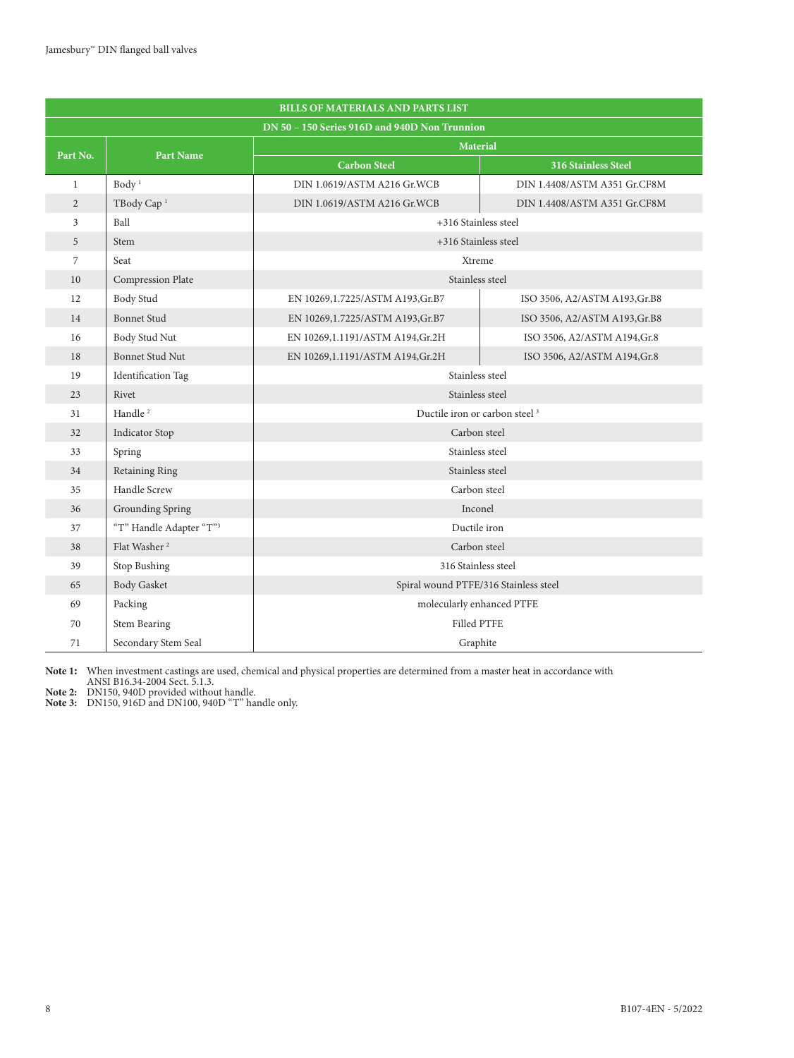| BILLS OF MATERIALS AND PARTS LIST | | | |
|---|---|---|---|
| DN 50 – 150 Series 916D and 940D Non Trunnion | | | |
| Part No. | Part Name | Material | |
| | | Carbon Steel | 316 Stainless Steel |
| 1 | Body [1] | DIN 1.0619/ASTM A216 Gr.WCB | DIN 1.4408/ASTM A351 Gr.CF8M |
| 2 | TBody Cap [1] | DIN 1.0619/ASTM A216 Gr.WCB | DIN 1.4408/ASTM A351 Gr.CF8M |
| 3 | Ball | +316 Stainless steel | |
| 5 | Stem | +316 Stainless steel | |
| 7 | Seat | Xtreme | |
| 10 | Compression Plate | Stainless steel | |
| 12 | Body Stud | EN 10269,1.7225/ASTM A193,Gr.B7 | ISO 3506, A2/ASTM A193,Gr.B8 |
| 14 | Bonnet Stud | EN 10269,1.7225/ASTM A193,Gr.B7 | ISO 3506, A2/ASTM A193,Gr.B8 |
| 16 | Body Stud Nut | EN 10269,1.1191/ASTM A194,Gr.2H | ISO 3506, A2/ASTM A194,Gr.8 |
| 18 | Bonnet Stud Nut | EN 10269,1.1191/ASTM A194,Gr.2H | ISO 3506, A2/ASTM A194,Gr.8 |
| 19 | Identification Tag | Stainless steel | |
| 23 | Rivet | Stainless steel | |
| 31 | Handle [2] | Ductile iron or carbon steel [3] | |
| 32 | Indicator Stop | Carbon steel | |
| 33 | Spring | Stainless steel | |
| 34 | Retaining Ring | Stainless steel | |
| 35 | Handle Screw | Carbon steel | |
| 36 | Grounding Spring | Inconel | |
| 37 | "T" Handle Adapter "T"[3] | Ductile iron | |
| 38 | Flat Washer [2] | Carbon steel | |
| 39 | Stop Bushing | 316 Stainless steel | |
| 65 | Body Gasket | Spiral wound PTFE/316 Stainless steel | |
| 69 | Packing | molecularly enhanced PTFE | |
| 70 | Stem Bearing | Filled PTFE | |
| 71 | Secondary Stem Seal | Graphite | |

**Note 1:** When investment castings are used, chemical and physical properties are determined from a master heat in accordance with ANSI B16.34-2004 Sect. 5.1.3.
**Note 2:** DN150, 940D provided without handle.
**Note 3:** DN150, 916D and DN100, 940D "T" handle only.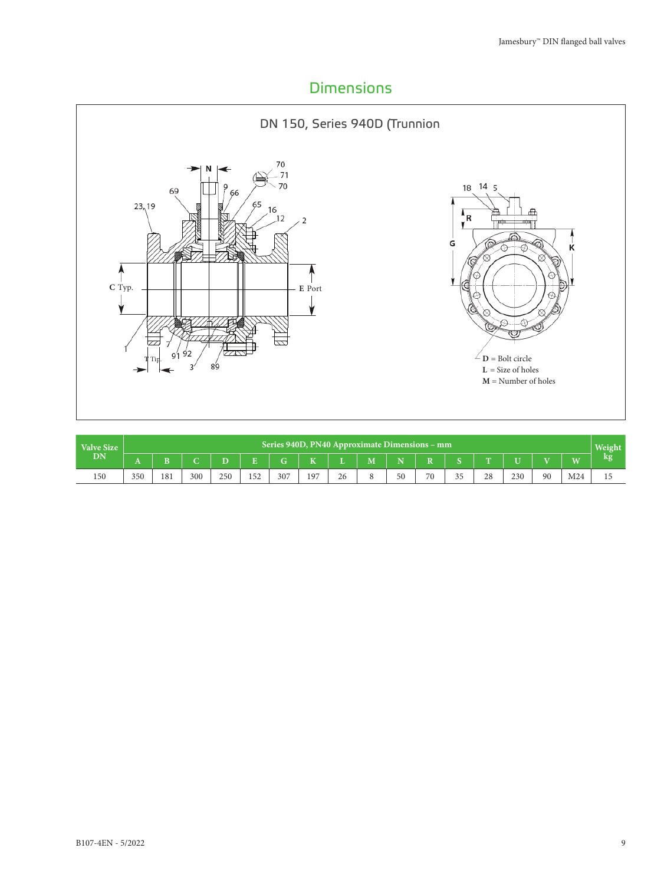## Dimensions

### DN 150, Series 940D (Trunnion

**D** = Bolt circle
**L** = Size of holes
**M** = Number of holes

| Valve Size DN | Series 940D, PN40 Approximate Dimensions – mm | | | | | | | | | | | | | | | | Weight kg |
|---|---|---|---|---|---|---|---|---|---|---|---|---|---|---|---|---|---|
| | A | B | C | D | E | G | K | L | M | N | R | S | T | U | V | W | |
| 150 | 350 | 181 | 300 | 250 | 152 | 307 | 197 | 26 | 8 | 50 | 70 | 35 | 28 | 230 | 90 | M24 | 15 |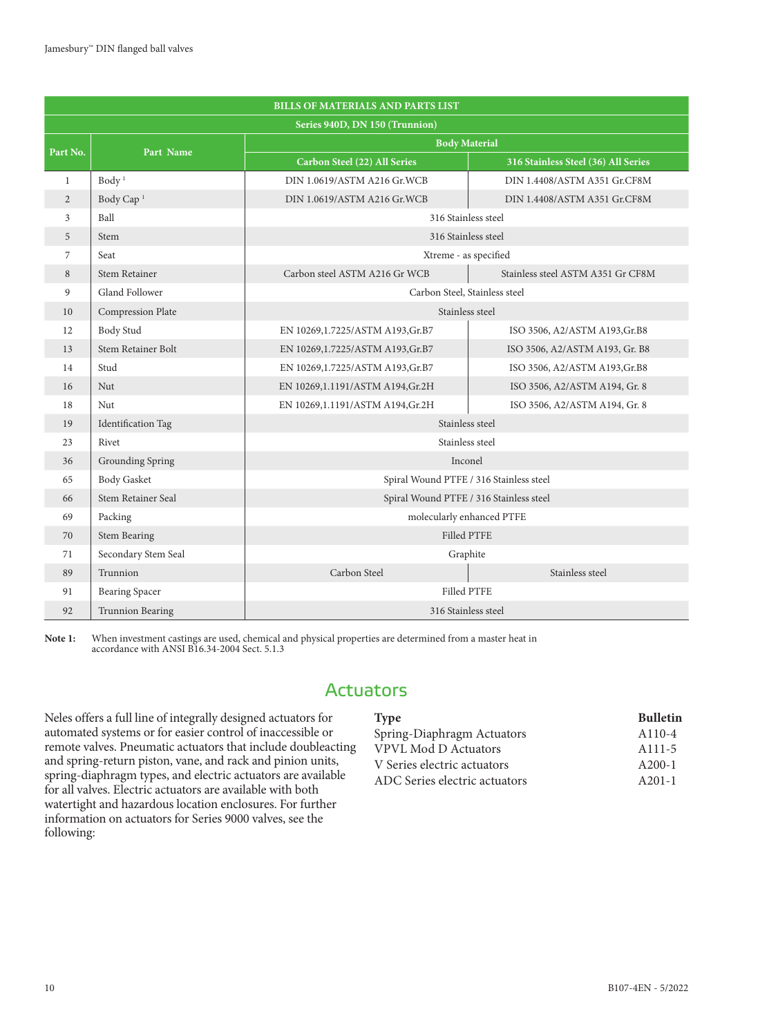| BILLS OF MATERIALS AND PARTS LIST | | | |
|---|---|---|---|
| Series 940D, DN 150 (Trunnion) | | | |
| Part No. | Part Name | Body Material | |
| | | Carbon Steel (22) All Series | 316 Stainless Steel (36) All Series |
| 1 | Body [1] | DIN 1.0619/ASTM A216 Gr.WCB | DIN 1.4408/ASTM A351 Gr.CF8M |
| 2 | Body Cap [1] | DIN 1.0619/ASTM A216 Gr.WCB | DIN 1.4408/ASTM A351 Gr.CF8M |
| 3 | Ball | 316 Stainless steel | |
| 5 | Stem | 316 Stainless steel | |
| 7 | Seat | Xtreme - as specified | |
| 8 | Stem Retainer | Carbon steel ASTM A216 Gr WCB | Stainless steel ASTM A351 Gr CF8M |
| 9 | Gland Follower | Carbon Steel, Stainless steel | |
| 10 | Compression Plate | Stainless steel | |
| 12 | Body Stud | EN 10269,1.7225/ASTM A193,Gr.B7 | ISO 3506, A2/ASTM A193,Gr.B8 |
| 13 | Stem Retainer Bolt | EN 10269,1.7225/ASTM A193,Gr.B7 | ISO 3506, A2/ASTM A193, Gr. B8 |
| 14 | Stud | EN 10269,1.7225/ASTM A193,Gr.B7 | ISO 3506, A2/ASTM A193,Gr.B8 |
| 16 | Nut | EN 10269,1.1191/ASTM A194,Gr.2H | ISO 3506, A2/ASTM A194, Gr. 8 |
| 18 | Nut | EN 10269,1.1191/ASTM A194,Gr.2H | ISO 3506, A2/ASTM A194, Gr. 8 |
| 19 | Identification Tag | Stainless steel | |
| 23 | Rivet | Stainless steel | |
| 36 | Grounding Spring | Inconel | |
| 65 | Body Gasket | Spiral Wound PTFE / 316 Stainless steel | |
| 66 | Stem Retainer Seal | Spiral Wound PTFE / 316 Stainless steel | |
| 69 | Packing | molecularly enhanced PTFE | |
| 70 | Stem Bearing | Filled PTFE | |
| 71 | Secondary Stem Seal | Graphite | |
| 89 | Trunnion | Carbon Steel | Stainless steel |
| 91 | Bearing Spacer | Filled PTFE | |
| 92 | Trunnion Bearing | 316 Stainless steel | |

**Note 1:** When investment castings are used, chemical and physical properties are determined from a master heat in accordance with ANSI B16.34-2004 Sect. 5.1.3

## Actuators

Neles offers a full line of integrally designed actuators for automated systems or for easier control of inaccessible or remote valves. Pneumatic actuators that include doubleacting and spring-return piston, vane, and rack and pinion units, spring-diaphragm types, and electric actuators are available for all valves. Electric actuators are available with both watertight and hazardous location enclosures. For further information on actuators for Series 9000 valves, see the following:

| Type | Bulletin |
|---|---|
| Spring-Diaphragm Actuators | A110-4 |
| VPVL Mod D Actuators | A111-5 |
| V Series electric actuators | A200-1 |
| ADC Series electric actuators | A201-1 |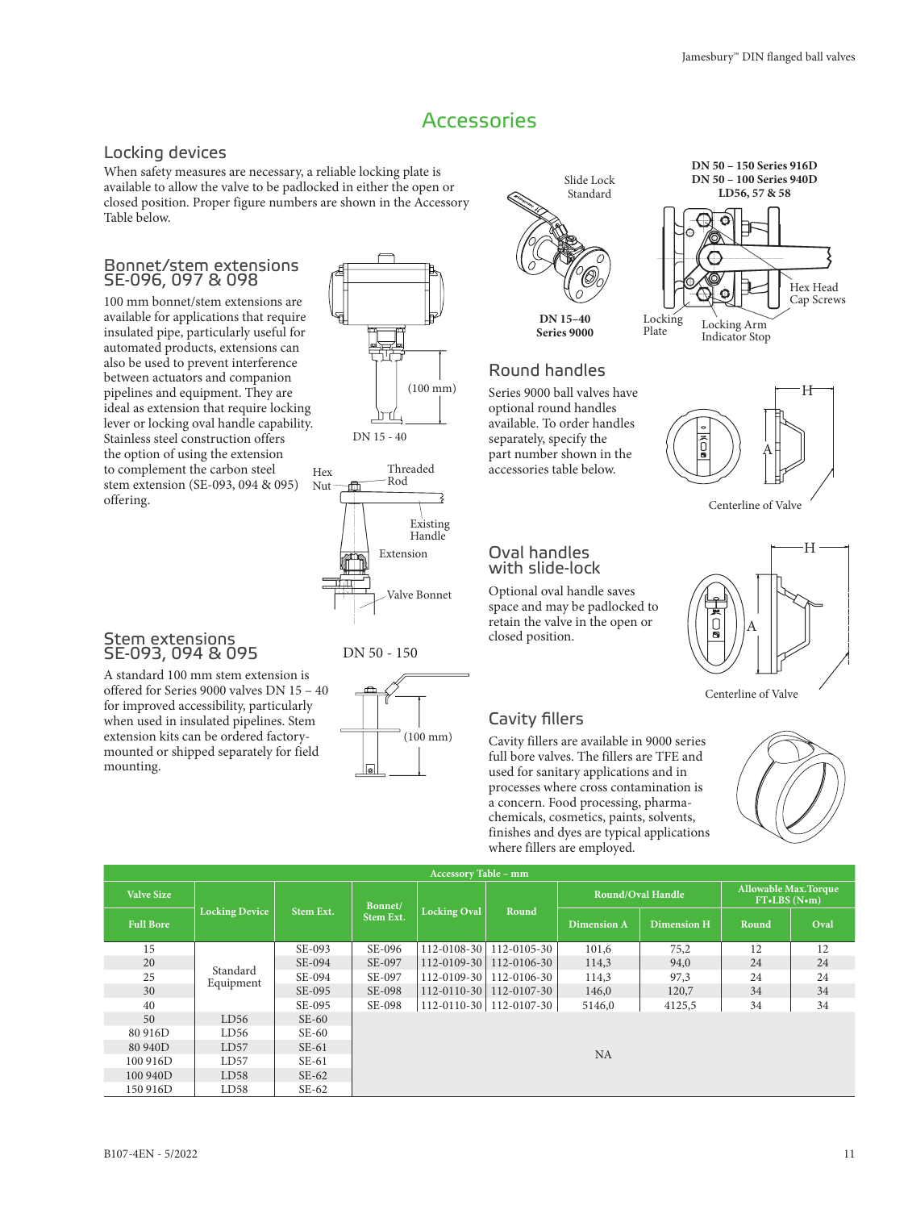# Accessories

## Locking devices

When safety measures are necessary, a reliable locking plate is available to allow the valve to be padlocked in either the open or closed position. Proper figure numbers are shown in the Accessory Table below.

Slide Lock Standard

DN 15–40 Series 9000

DN 50 – 150 Series 916D
DN 50 – 100 Series 940D
LD56, 57 & 58

Hex Head Cap Screws

Locking Plate

Locking Arm Indicator Stop

## Bonnet/stem extensions SE-096, 097 & 098

100 mm bonnet/stem extensions are available for applications that require insulated pipe, particularly useful for automated products, extensions can also be used to prevent interference between actuators and companion pipelines and equipment. They are ideal as extension that require locking lever or locking oval handle capability. Stainless steel construction offers the option of using the extension to complement the carbon steel stem extension (SE-093, 094 & 095) offering.

(100 mm)

DN 15 - 40

Hex Nut

Threaded Rod

Existing Handle

Extension

Valve Bonnet

DN 50 - 150

## Stem extensions SE-093, 094 & 095

A standard 100 mm stem extension is offered for Series 9000 valves DN 15 – 40 for improved accessibility, particularly when used in insulated pipelines. Stem extension kits can be ordered factory-mounted or shipped separately for field mounting.

(100 mm)

## Round handles

Series 9000 ball valves have optional round handles available. To order handles separately, specify the part number shown in the accessories table below.

H

A

Centerline of Valve

## Oval handles with slide-lock

Optional oval handle saves space and may be padlocked to retain the valve in the open or closed position.

H

A

Centerline of Valve

## Cavity fillers

Cavity fillers are available in 9000 series full bore valves. The fillers are TFE and used for sanitary applications and in processes where cross contamination is a concern. Food processing, pharma-chemicals, cosmetics, paints, solvents, finishes and dyes are typical applications where fillers are employed.

**Accessory Table – mm**

| Valve Size | Locking Device | Stem Ext. | Bonnet/ Stem Ext. | Locking Oval | Round | Round/Oval Handle | | Allowable Max.Torque FT•LBS (N•m) | |
|---|---|---|---|---|---|---|---|---|---|
| Full Bore | | | | | | Dimension A | Dimension H | Round | Oval |
| 15 | Standard Equipment | SE-093 | SE-096 | 112-0108-30 | 112-0105-30 | 101,6 | 75,2 | 12 | 12 |
| 20 | | SE-094 | SE-097 | 112-0109-30 | 112-0106-30 | 114,3 | 94,0 | 24 | 24 |
| 25 | | SE-094 | SE-097 | 112-0109-30 | 112-0106-30 | 114,3 | 97,3 | 24 | 24 |
| 30 | | SE-095 | SE-098 | 112-0110-30 | 112-0107-30 | 146,0 | 120,7 | 34 | 34 |
| 40 | | SE-095 | SE-098 | 112-0110-30 | 112-0107-30 | 5146,0 | 4125,5 | 34 | 34 |
| 50 | LD56 | SE-60 | NA | | | | | | |
| 80 916D | LD56 | SE-60 | | | | | | | |
| 80 940D | LD57 | SE-61 | | | | | | | |
| 100 916D | LD57 | SE-61 | | | | | | | |
| 100 940D | LD58 | SE-62 | | | | | | | |
| 150 916D | LD58 | SE-62 | | | | | | | |

B107-4EN - 5/2022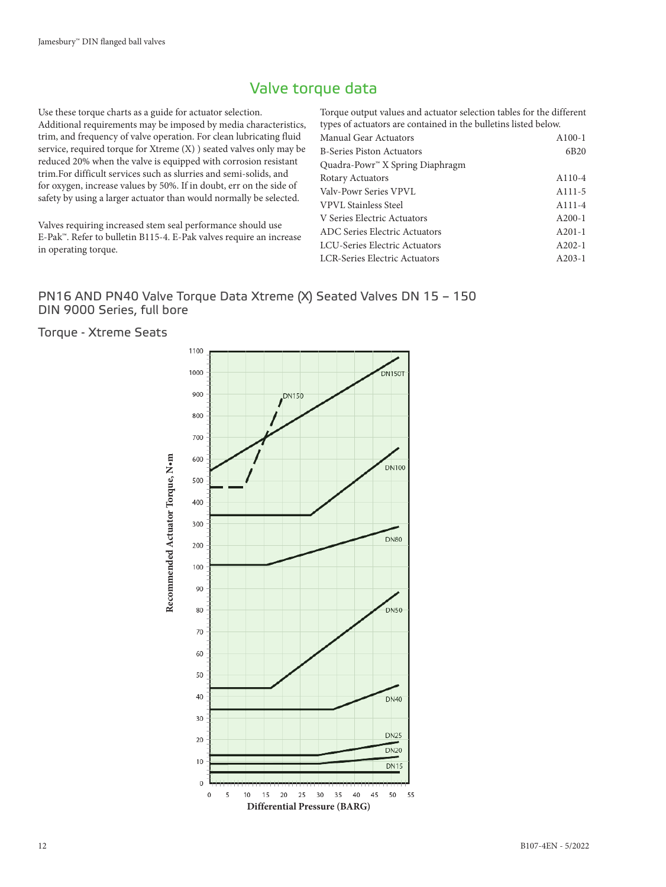# Valve torque data

Use these torque charts as a guide for actuator selection. Additional requirements may be imposed by media characteristics, trim, and frequency of valve operation. For clean lubricating fluid service, required torque for Xtreme (X) ) seated valves only may be reduced 20% when the valve is equipped with corrosion resistant trim.For difficult services such as slurries and semi-solids, and for oxygen, increase values by 50%. If in doubt, err on the side of safety by using a larger actuator than would normally be selected.

Valves requiring increased stem seal performance should use E-Pak™. Refer to bulletin B115-4. E-Pak valves require an increase in operating torque.

Torque output values and actuator selection tables for the different types of actuators are contained in the bulletins listed below.

| | |
|---|---|
| Manual Gear Actuators | A100-1 |
| B-Series Piston Actuators | 6B20 |
| Quadra-Powr™ X Spring Diaphragm | |
| Rotary Actuators | A110-4 |
| Valv-Powr Series VPVL | A111-5 |
| VPVL Stainless Steel | A111-4 |
| V Series Electric Actuators | A200-1 |
| ADC Series Electric Actuators | A201-1 |
| LCU-Series Electric Actuators | A202-1 |
| LCR-Series Electric Actuators | A203-1 |

## PN16 AND PN40 Valve Torque Data Xtreme (X) Seated Valves DN 15 – 150 DIN 9000 Series, full bore

### Torque - Xtreme Seats

Recommended Actuator Torque, N•m

Differential Pressure (BARG)

DN150T, DN150, DN100, DN80, DN50, DN40, DN25, DN20, DN15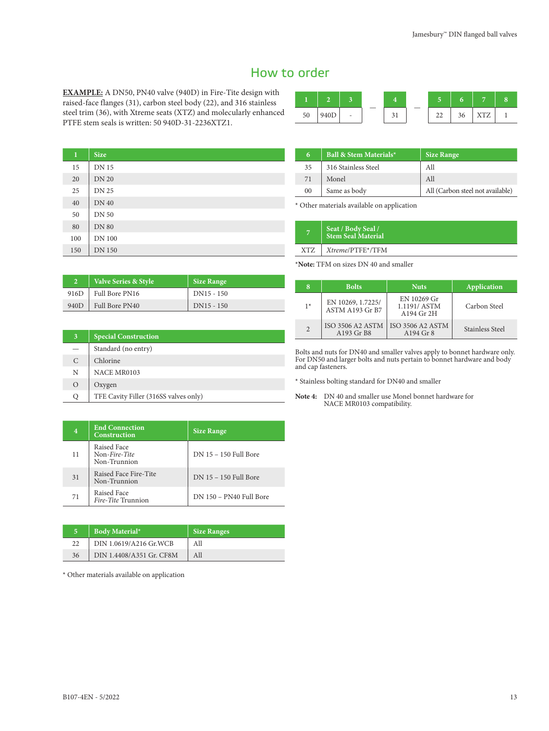# How to order

**EXAMPLE:** A DN50, PN40 valve (940D) in Fire-Tite design with raised-face flanges (31), carbon steel body (22), and 316 stainless steel trim (36), with Xtreme seats (XTZ) and molecularly enhanced PTFE stem seals is written: 50 940D-31-2236XTZ1.

| 1 | 2 | 3 | | 4 | | 5 | 6 | 7 | 8 |
|---|---|---|---|---|---|---|---|---|---|
| 50 | 940D | - | — | 31 | — | 22 | 36 | XTZ | 1 |

| 1 | Size |
|---|---|
| 15 | DN 15 |
| 20 | DN 20 |
| 25 | DN 25 |
| 40 | DN 40 |
| 50 | DN 50 |
| 80 | DN 80 |
| 100 | DN 100 |
| 150 | DN 150 |

| 2 | Valve Series & Style | Size Range |
|---|---|---|
| 916D | Full Bore PN16 | DN15 - 150 |
| 940D | Full Bore PN40 | DN15 - 150 |

| 3 | Special Construction |
|---|---|
| — | Standard (no entry) |
| C | Chlorine |
| N | NACE MR0103 |
| O | Oxygen |
| Q | TFE Cavity Filler (316SS valves only) |

| 4 | End Connection Construction | Size Range |
|---|---|---|
| 11 | Raised Face Non-*Fire-Tite* Non-Trunnion | DN 15 – 150 Full Bore |
| 31 | Raised Face Fire-Tite Non-Trunnion | DN 15 – 150 Full Bore |
| 71 | Raised Face *Fire-Tite* Trunnion | DN 150 – PN40 Full Bore |

| 5 | Body Material* | Size Ranges |
|---|---|---|
| 22 | DIN 1.0619/A216 Gr.WCB | All |
| 36 | DIN 1.4408/A351 Gr. CF8M | All |

* Other materials available on application

| 6 | Ball & Stem Materials* | Size Range |
|---|---|---|
| 35 | 316 Stainless Steel | All |
| 71 | Monel | All |
| 00 | Same as body | All (Carbon steel not available) |

* Other materials available on application

| 7 | Seat / Body Seal / Stem Seal Material |
|---|---|
| XTZ | *Xtreme*/PTFE*/TFM |

***Note:** TFM on sizes DN 40 and smaller

| 8 | Bolts | Nuts | Application |
|---|---|---|---|
| 1* | EN 10269, 1.7225/ ASTM A193 Gr B7 | EN 10269 Gr 1.1191/ ASTM A194 Gr 2H | Carbon Steel |
| 2 | ISO 3506 A2 ASTM A193 Gr B8 | ISO 3506 A2 ASTM A194 Gr 8 | Stainless Steel |

Bolts and nuts for DN40 and smaller valves apply to bonnet hardware only. For DN50 and larger bolts and nuts pertain to bonnet hardware and body and cap fasteners.

* Stainless bolting standard for DN40 and smaller

**Note 4:** DN 40 and smaller use Monel bonnet hardware for NACE MR0103 compatibility.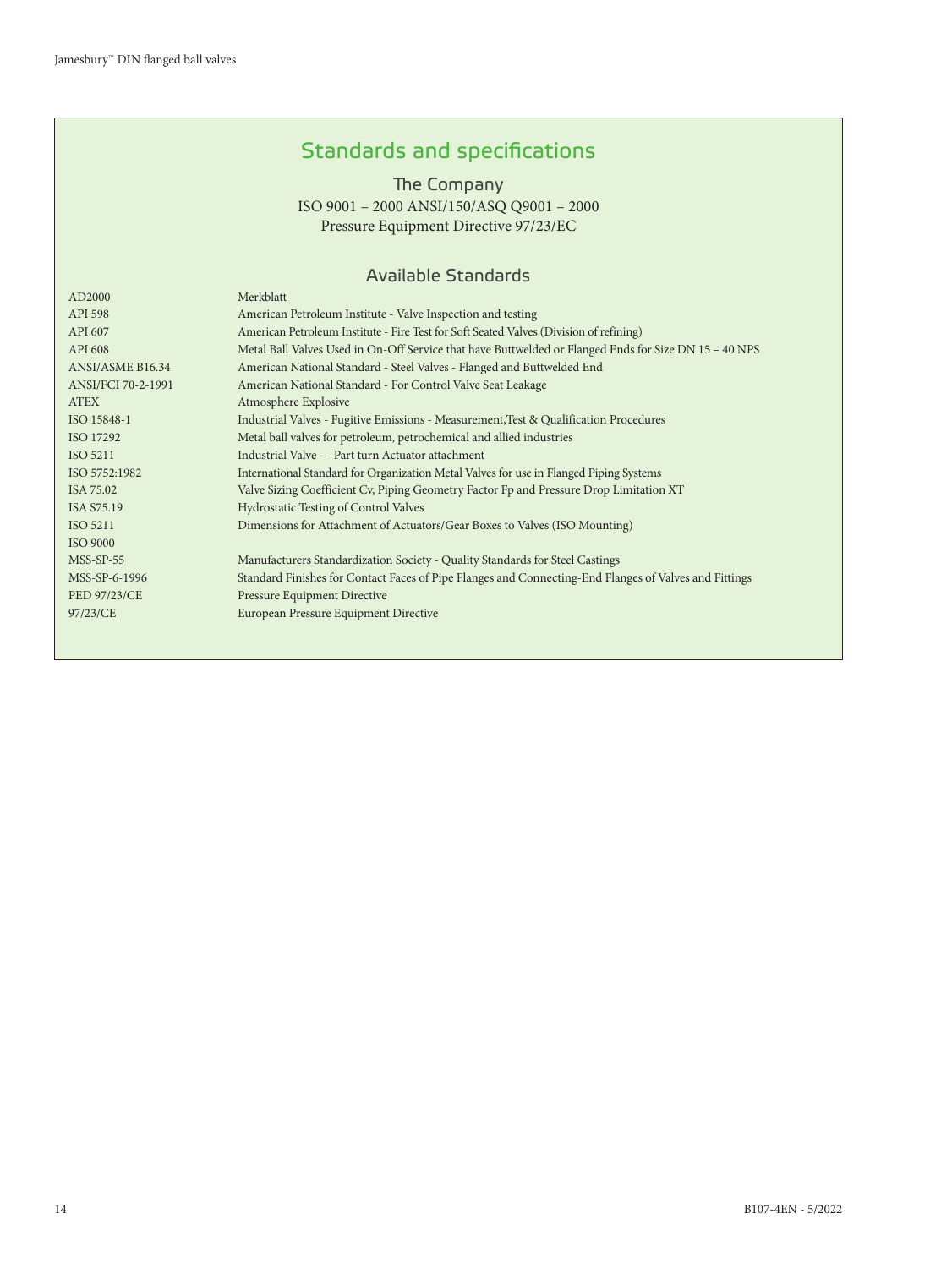## Standards and specifications

### The Company

ISO 9001 – 2000 ANSI/150/ASQ Q9001 – 2000
Pressure Equipment Directive 97/23/EC

### Available Standards

| | |
|---|---|
| AD2000 | Merkblatt |
| API 598 | American Petroleum Institute - Valve Inspection and testing |
| API 607 | American Petroleum Institute - Fire Test for Soft Seated Valves (Division of refining) |
| API 608 | Metal Ball Valves Used in On-Off Service that have Buttwelded or Flanged Ends for Size DN 15 – 40 NPS |
| ANSI/ASME B16.34 | American National Standard - Steel Valves - Flanged and Buttwelded End |
| ANSI/FCI 70-2-1991 | American National Standard - For Control Valve Seat Leakage |
| ATEX | Atmosphere Explosive |
| ISO 15848-1 | Industrial Valves - Fugitive Emissions - Measurement,Test & Qualification Procedures |
| ISO 17292 | Metal ball valves for petroleum, petrochemical and allied industries |
| ISO 5211 | Industrial Valve — Part turn Actuator attachment |
| ISO 5752:1982 | International Standard for Organization Metal Valves for use in Flanged Piping Systems |
| ISA 75.02 | Valve Sizing Coefficient Cv, Piping Geometry Factor Fp and Pressure Drop Limitation XT |
| ISA S75.19 | Hydrostatic Testing of Control Valves |
| ISO 5211 | Dimensions for Attachment of Actuators/Gear Boxes to Valves (ISO Mounting) |
| ISO 9000 | |
| MSS-SP-55 | Manufacturers Standardization Society - Quality Standards for Steel Castings |
| MSS-SP-6-1996 | Standard Finishes for Contact Faces of Pipe Flanges and Connecting-End Flanges of Valves and Fittings |
| PED 97/23/CE | Pressure Equipment Directive |
| 97/23/CE | European Pressure Equipment Directive |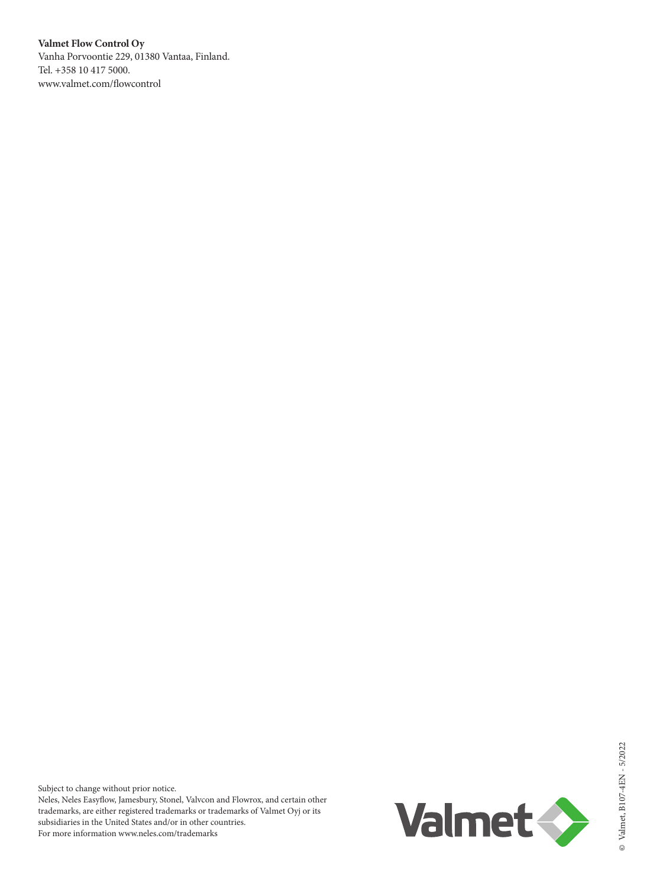**Valmet Flow Control Oy**
Vanha Porvoontie 229, 01380 Vantaa, Finland.
Tel. +358 10 417 5000.
www.valmet.com/flowcontrol

Subject to change without prior notice.
Neles, Neles Easyflow, Jamesbury, Stonel, Valvcon and Flowrox, and certain other trademarks, are either registered trademarks or trademarks of Valmet Oyj or its subsidiaries in the United States and/or in other countries.
For more information www.neles.com/trademarks

© Valmet, B107-4EN - 5/2022